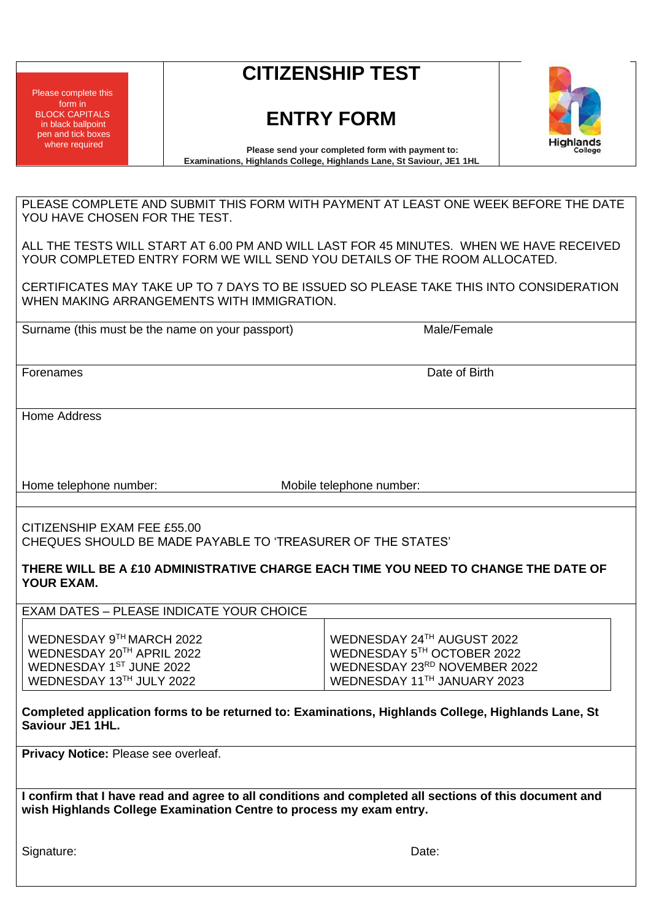Please complete this form in BLOCK CAPITALS in black ballpoint pen and tick boxes where required

# CITIZENSHIP TEST

# ENTRY FORM

**Please send your completed form with payment to: Examinations, Highlands College, Highlands Lane, St Saviour, JE1 1HL**

Highlands College

PLEASE COMPLETE AND SUBMIT THIS FORM WITH PAYMENT AT LEAST ONE WEEK BEFORE THE DATE YOU HAVE CHOSEN FOR THE TEST.

ALL THE TESTS WILL START AT 6.00 PM AND WILL LAST FOR 45 MINUTES. WHEN WE HAVE RECEIVED YOUR COMPLETED ENTRY FORM WE WILL SEND YOU DETAILS OF THE ROOM ALLOCATED.

CERTIFICATES MAY TAKE UP TO 7 DAYS TO BE ISSUED SO PLEASE TAKE THIS INTO CONSIDERATION WHEN MAKING ARRANGEMENTS WITH IMMIGRATION.

| | |
|---|---|
| Surname (this must be the name on your passport) | Male/Female |
| Forenames | Date of Birth |

Home Address

Home telephone number: Mobile telephone number:

CITIZENSHIP EXAM FEE £55.00
CHEQUES SHOULD BE MADE PAYABLE TO 'TREASURER OF THE STATES'

**THERE WILL BE A £10 ADMINISTRATIVE CHARGE EACH TIME YOU NEED TO CHANGE THE DATE OF YOUR EXAM.**

EXAM DATES – PLEASE INDICATE YOUR CHOICE

| | |
|---|---|
| WEDNESDAY 9TH MARCH 2022 | WEDNESDAY 24TH AUGUST 2022 |
| WEDNESDAY 20TH APRIL 2022 | WEDNESDAY 5TH OCTOBER 2022 |
| WEDNESDAY 1ST JUNE 2022 | WEDNESDAY 23RD NOVEMBER 2022 |
| WEDNESDAY 13TH JULY 2022 | WEDNESDAY 11TH JANUARY 2023 |

**Completed application forms to be returned to: Examinations, Highlands College, Highlands Lane, St Saviour JE1 1HL.**

**Privacy Notice:** Please see overleaf.

**I confirm that I have read and agree to all conditions and completed all sections of this document and wish Highlands College Examination Centre to process my exam entry.**

Signature: Date: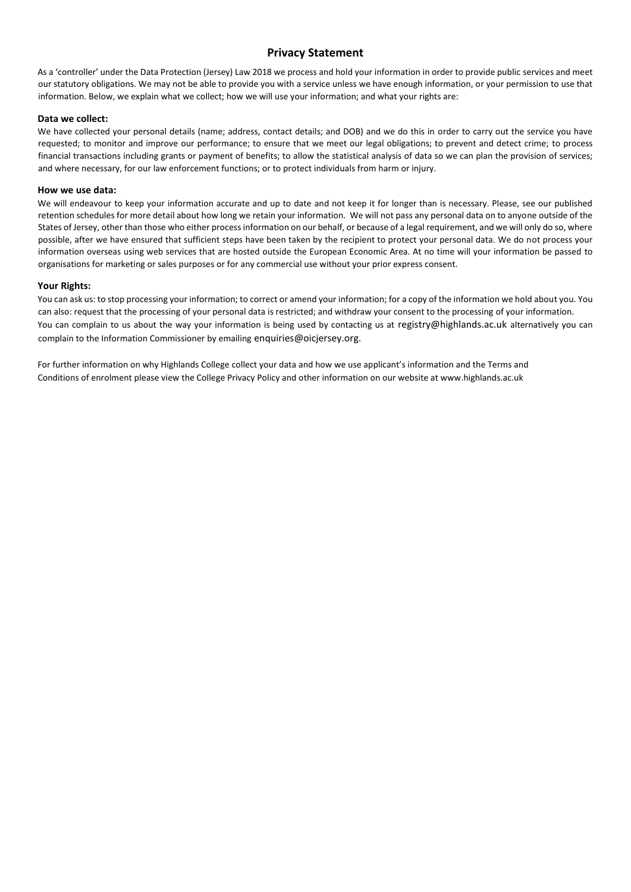# Privacy Statement

As a 'controller' under the Data Protection (Jersey) Law 2018 we process and hold your information in order to provide public services and meet our statutory obligations. We may not be able to provide you with a service unless we have enough information, or your permission to use that information. Below, we explain what we collect; how we will use your information; and what your rights are:

### Data we collect:

We have collected your personal details (name; address, contact details; and DOB) and we do this in order to carry out the service you have requested; to monitor and improve our performance; to ensure that we meet our legal obligations; to prevent and detect crime; to process financial transactions including grants or payment of benefits; to allow the statistical analysis of data so we can plan the provision of services; and where necessary, for our law enforcement functions; or to protect individuals from harm or injury.

### How we use data:

We will endeavour to keep your information accurate and up to date and not keep it for longer than is necessary. Please, see our published retention schedules for more detail about how long we retain your information. We will not pass any personal data on to anyone outside of the States of Jersey, other than those who either process information on our behalf, or because of a legal requirement, and we will only do so, where possible, after we have ensured that sufficient steps have been taken by the recipient to protect your personal data. We do not process your information overseas using web services that are hosted outside the European Economic Area. At no time will your information be passed to organisations for marketing or sales purposes or for any commercial use without your prior express consent.

### Your Rights:

You can ask us: to stop processing your information; to correct or amend your information; for a copy of the information we hold about you. You can also: request that the processing of your personal data is restricted; and withdraw your consent to the processing of your information.
You can complain to us about the way your information is being used by contacting us at registry@highlands.ac.uk alternatively you can complain to the Information Commissioner by emailing enquiries@oicjersey.org.

For further information on why Highlands College collect your data and how we use applicant's information and the Terms and Conditions of enrolment please view the College Privacy Policy and other information on our website at www.highlands.ac.uk